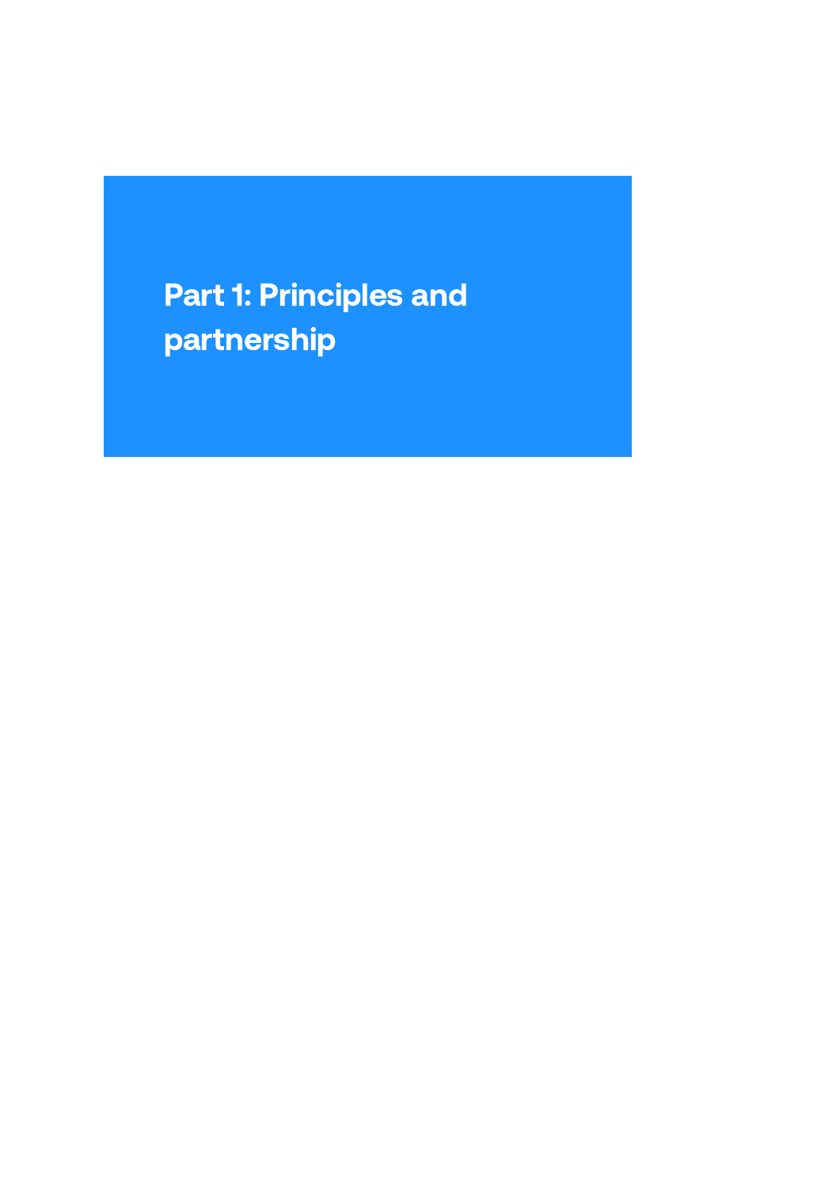# Part 1: Principles and partnership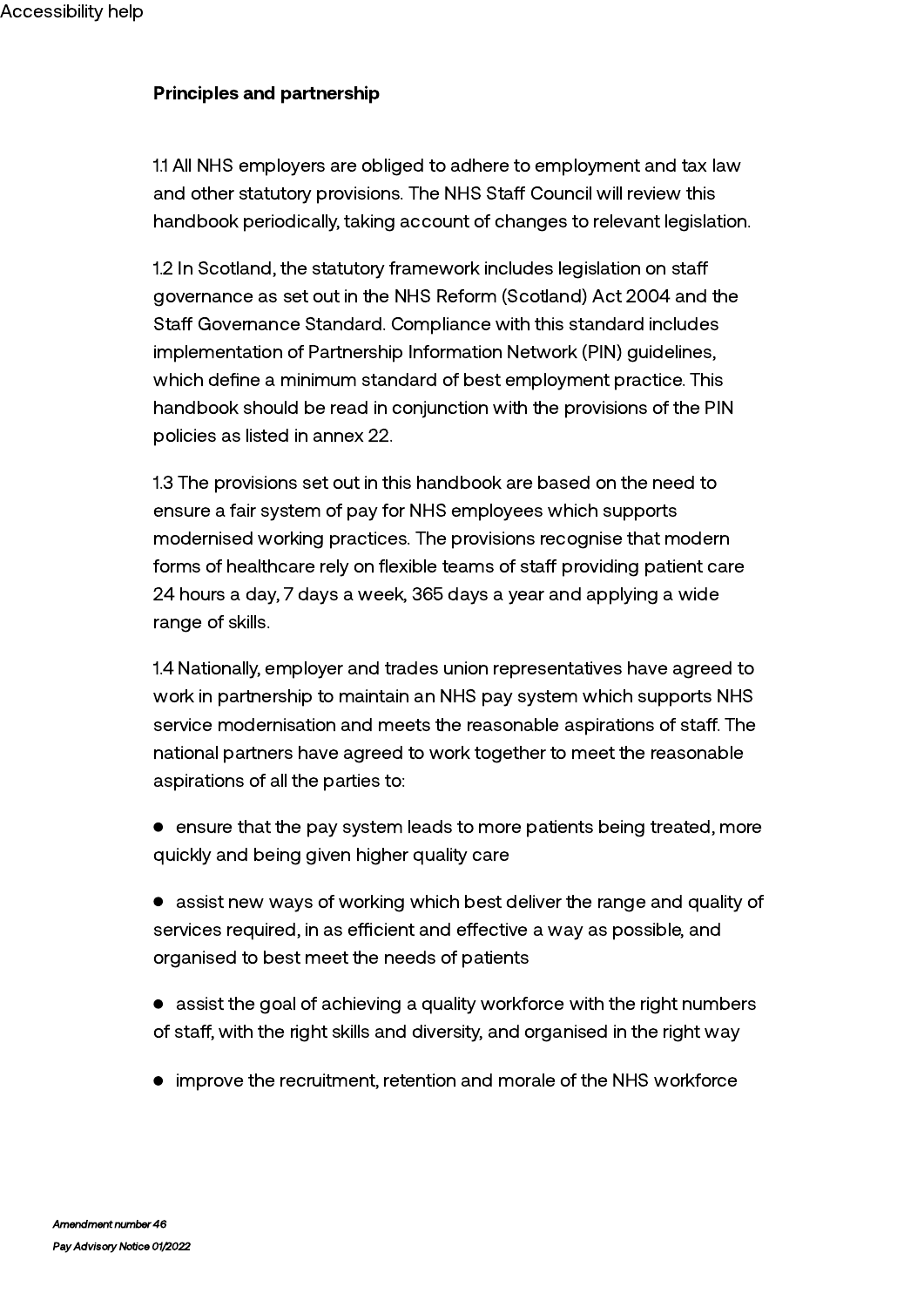**Principles and partnership**

1.1 All NHS employers are obliged to adhere to employment and tax law and other statutory provisions. The NHS Staff Council will review this handbook periodically, taking account of changes to relevant legislation.

1.2 In Scotland, the statutory framework includes legislation on staff governance as set out in the NHS Reform (Scotland) Act 2004 and the Staff Governance Standard. Compliance with this standard includes implementation of Partnership Information Network (PIN) guidelines, which define a minimum standard of best employment practice. This handbook should be read in conjunction with the provisions of the PIN policies as listed in annex 22.

1.3 The provisions set out in this handbook are based on the need to ensure a fair system of pay for NHS employees which supports modernised working practices. The provisions recognise that modern forms of healthcare rely on flexible teams of staff providing patient care 24 hours a day, 7 days a week, 365 days a year and applying a wide range of skills.

1.4 Nationally, employer and trades union representatives have agreed to work in partnership to maintain an NHS pay system which supports NHS service modernisation and meets the reasonable aspirations of staff. The national partners have agreed to work together to meet the reasonable aspirations of all the parties to:

- ensure that the pay system leads to more patients being treated, more quickly and being given higher quality care
- assist new ways of working which best deliver the range and quality of services required, in as efficient and effective a way as possible, and organised to best meet the needs of patients
- assist the goal of achieving a quality workforce with the right numbers of staff, with the right skills and diversity, and organised in the right way
- improve the recruitment, retention and morale of the NHS workforce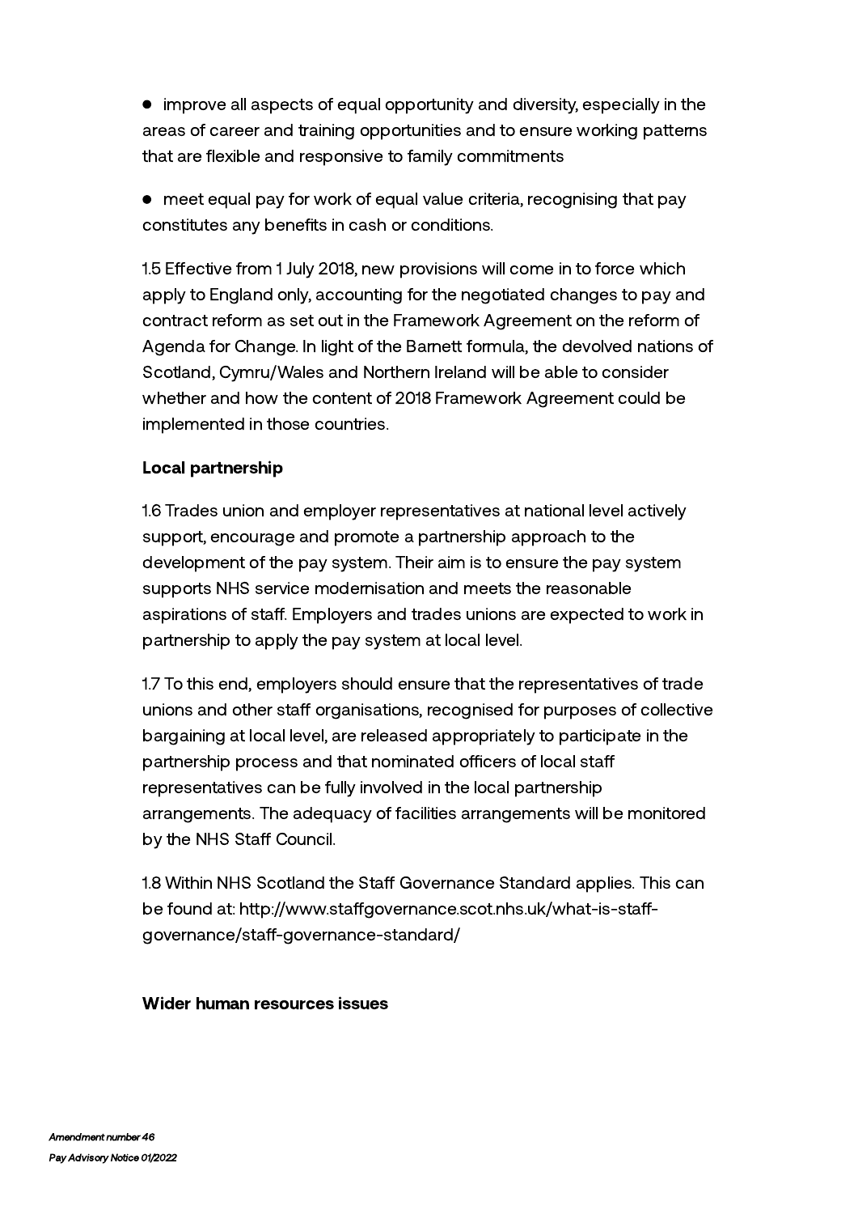- improve all aspects of equal opportunity and diversity, especially in the areas of career and training opportunities and to ensure working patterns that are flexible and responsive to family commitments

- meet equal pay for work of equal value criteria, recognising that pay constitutes any benefits in cash or conditions.

1.5 Effective from 1 July 2018, new provisions will come in to force which apply to England only, accounting for the negotiated changes to pay and contract reform as set out in the Framework Agreement on the reform of Agenda for Change. In light of the Barnett formula, the devolved nations of Scotland, Cymru/Wales and Northern Ireland will be able to consider whether and how the content of 2018 Framework Agreement could be implemented in those countries.

**Local partnership**

1.6 Trades union and employer representatives at national level actively support, encourage and promote a partnership approach to the development of the pay system. Their aim is to ensure the pay system supports NHS service modernisation and meets the reasonable aspirations of staff. Employers and trades unions are expected to work in partnership to apply the pay system at local level.

1.7 To this end, employers should ensure that the representatives of trade unions and other staff organisations, recognised for purposes of collective bargaining at local level, are released appropriately to participate in the partnership process and that nominated officers of local staff representatives can be fully involved in the local partnership arrangements. The adequacy of facilities arrangements will be monitored by the NHS Staff Council.

1.8 Within NHS Scotland the Staff Governance Standard applies. This can be found at: http://www.staffgovernance.scot.nhs.uk/what-is-staff-governance/staff-governance-standard/

**Wider human resources issues**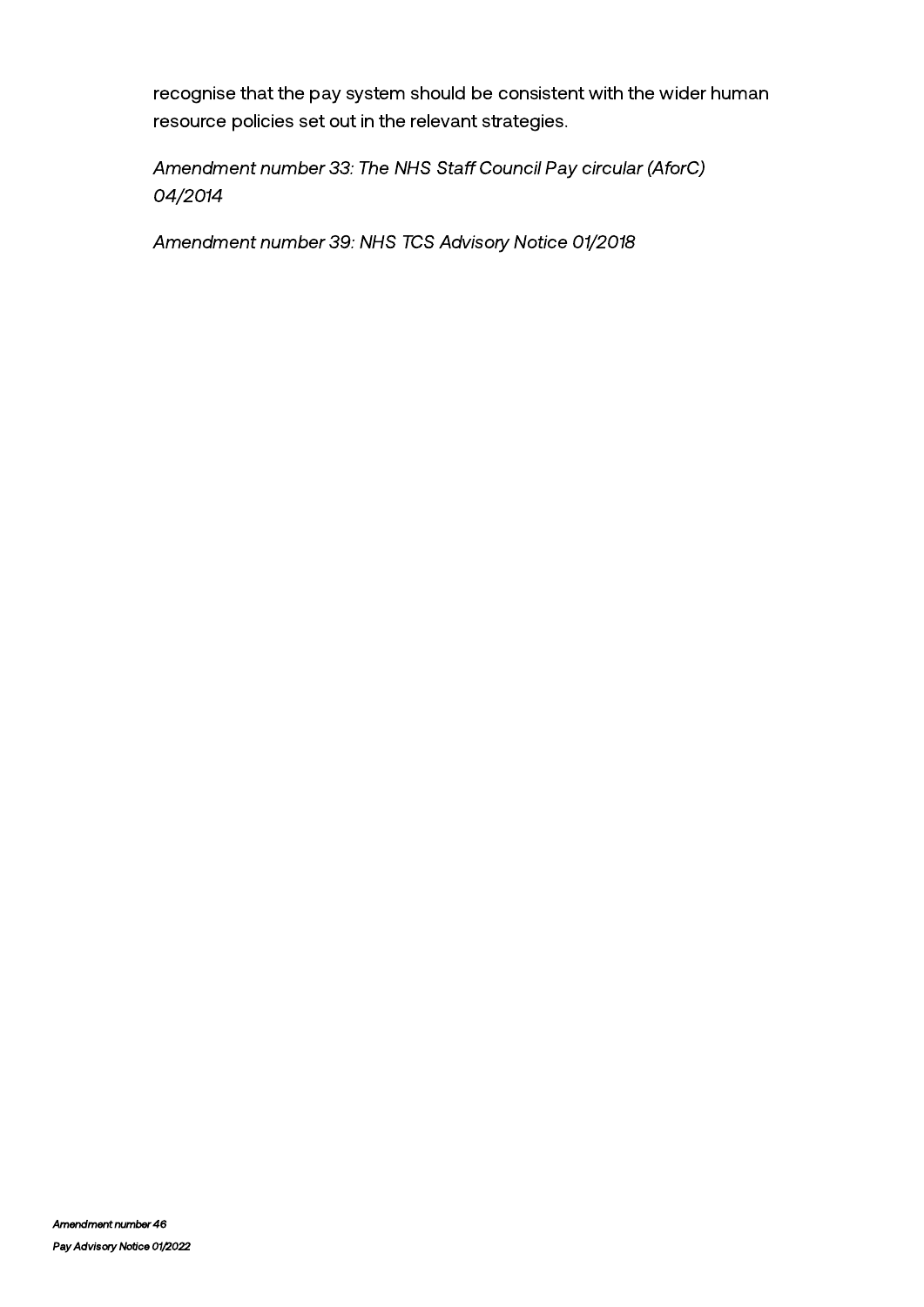recognise that the pay system should be consistent with the wider human resource policies set out in the relevant strategies.

*Amendment number 33: The NHS Staff Council Pay circular (AforC) 04/2014*

*Amendment number 39: NHS TCS Advisory Notice 01/2018*